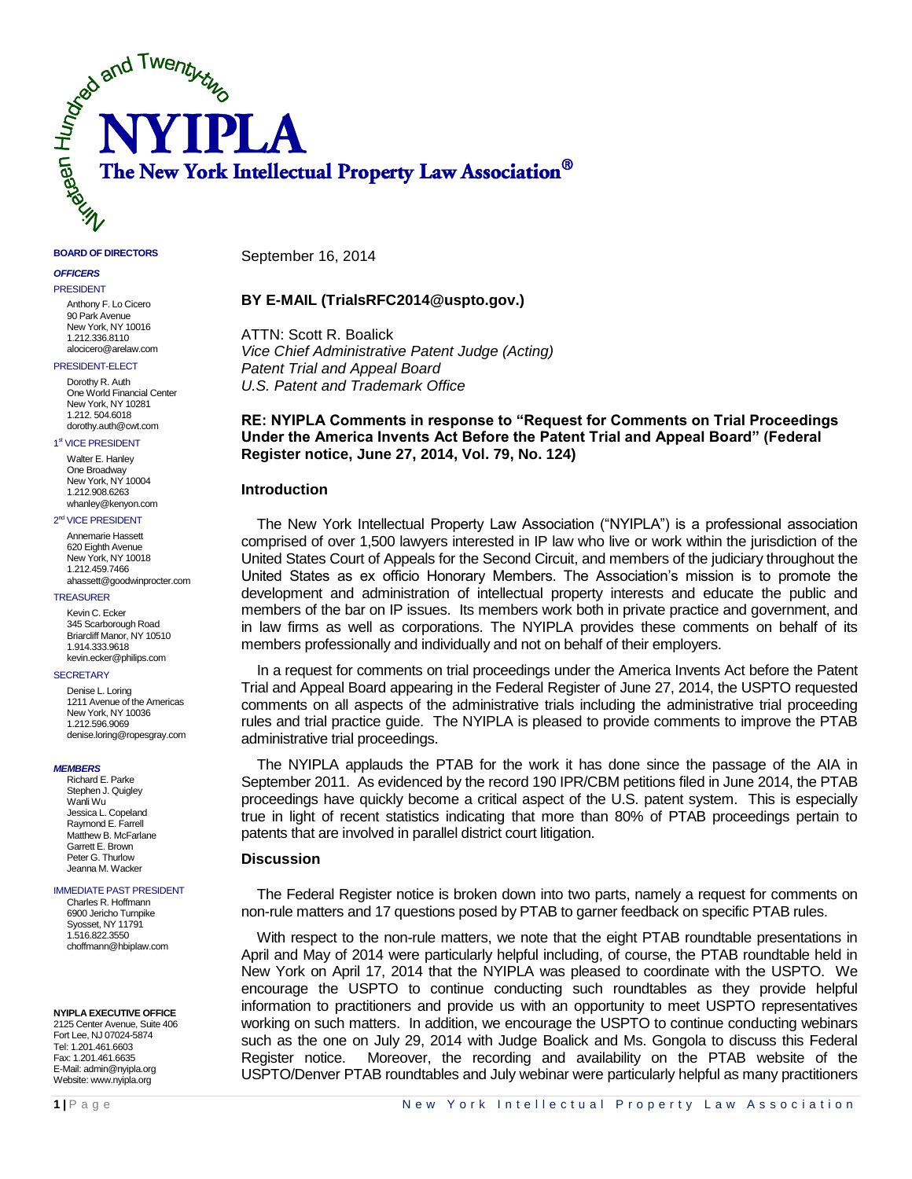# NYIPLA

**The New York Intellectual Property Law Association®**

Nineteen Hundred and Twenty-two

**BOARD OF DIRECTORS**

***OFFICERS***

PRESIDENT
Anthony F. Lo Cicero
90 Park Avenue
New York, NY 10016
1.212.336.8110
alocicero@arelaw.com

PRESIDENT-ELECT
Dorothy R. Auth
One World Financial Center
New York, NY 10281
1.212. 504.6018
dorothy.auth@cwt.com

1st VICE PRESIDENT
Walter E. Hanley
One Broadway
New York, NY 10004
1.212.908.6263
whanley@kenyon.com

2nd VICE PRESIDENT
Annemarie Hassett
620 Eighth Avenue
New York, NY 10018
1.212.459.7466
ahassett@goodwinprocter.com

TREASURER
Kevin C. Ecker
345 Scarborough Road
Briarcliff Manor, NY 10510
1.914.333.9618
kevin.ecker@philips.com

SECRETARY
Denise L. Loring
1211 Avenue of the Americas
New York, NY 10036
1.212.596.9069
denise.loring@ropesgray.com

***MEMBERS***
Richard E. Parke
Stephen J. Quigley
Wanli Wu
Jessica L. Copeland
Raymond E. Farrell
Matthew B. McFarlane
Garrett E. Brown
Peter G. Thurlow
Jeanna M. Wacker

IMMEDIATE PAST PRESIDENT
Charles R. Hoffmann
6900 Jericho Turnpike
Syosset, NY 11791
1.516.822.3550
choffmann@hbiplaw.com

**NYIPLA EXECUTIVE OFFICE**
2125 Center Avenue, Suite 406
Fort Lee, NJ 07024-5874
Tel: 1.201.461.6603
Fax: 1.201.461.6635
E-Mail: admin@nyipla.org
Website: www.nyipla.org

---

September 16, 2014

**BY E-MAIL (TrialsRFC2014@uspto.gov.)**

ATTN: Scott R. Boalick
*Vice Chief Administrative Patent Judge (Acting)*
*Patent Trial and Appeal Board*
*U.S. Patent and Trademark Office*

**RE: NYIPLA Comments in response to "Request for Comments on Trial Proceedings Under the America Invents Act Before the Patent Trial and Appeal Board" (Federal Register notice, June 27, 2014, Vol. 79, No. 124)**

## Introduction

The New York Intellectual Property Law Association ("NYIPLA") is a professional association comprised of over 1,500 lawyers interested in IP law who live or work within the jurisdiction of the United States Court of Appeals for the Second Circuit, and members of the judiciary throughout the United States as ex officio Honorary Members. The Association's mission is to promote the development and administration of intellectual property interests and educate the public and members of the bar on IP issues. Its members work both in private practice and government, and in law firms as well as corporations. The NYIPLA provides these comments on behalf of its members professionally and individually and not on behalf of their employers.

In a request for comments on trial proceedings under the America Invents Act before the Patent Trial and Appeal Board appearing in the Federal Register of June 27, 2014, the USPTO requested comments on all aspects of the administrative trials including the administrative trial proceeding rules and trial practice guide. The NYIPLA is pleased to provide comments to improve the PTAB administrative trial proceedings.

The NYIPLA applauds the PTAB for the work it has done since the passage of the AIA in September 2011. As evidenced by the record 190 IPR/CBM petitions filed in June 2014, the PTAB proceedings have quickly become a critical aspect of the U.S. patent system. This is especially true in light of recent statistics indicating that more than 80% of PTAB proceedings pertain to patents that are involved in parallel district court litigation.

## Discussion

The Federal Register notice is broken down into two parts, namely a request for comments on non-rule matters and 17 questions posed by PTAB to garner feedback on specific PTAB rules.

With respect to the non-rule matters, we note that the eight PTAB roundtable presentations in April and May of 2014 were particularly helpful including, of course, the PTAB roundtable held in New York on April 17, 2014 that the NYIPLA was pleased to coordinate with the USPTO. We encourage the USPTO to continue conducting such roundtables as they provide helpful information to practitioners and provide us with an opportunity to meet USPTO representatives working on such matters. In addition, we encourage the USPTO to continue conducting webinars such as the one on July 29, 2014 with Judge Boalick and Ms. Gongola to discuss this Federal Register notice. Moreover, the recording and availability on the PTAB website of the USPTO/Denver PTAB roundtables and July webinar were particularly helpful as many practitioners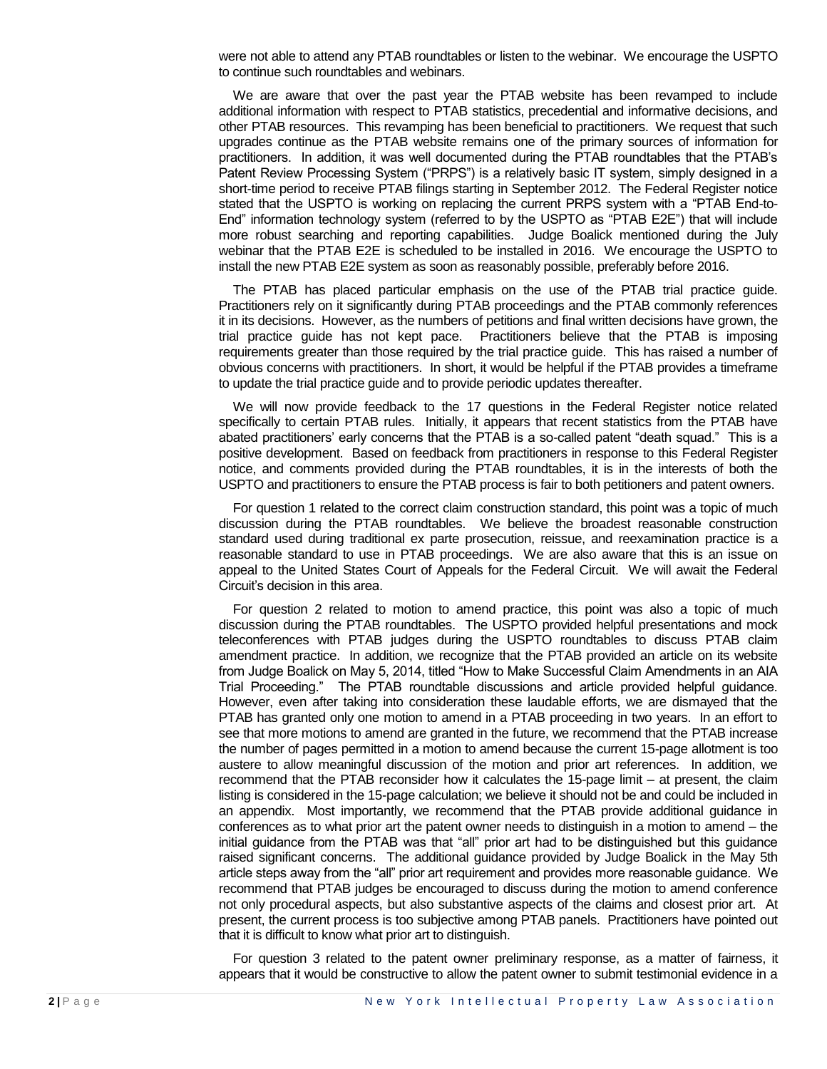were not able to attend any PTAB roundtables or listen to the webinar. We encourage the USPTO to continue such roundtables and webinars.

We are aware that over the past year the PTAB website has been revamped to include additional information with respect to PTAB statistics, precedential and informative decisions, and other PTAB resources. This revamping has been beneficial to practitioners. We request that such upgrades continue as the PTAB website remains one of the primary sources of information for practitioners. In addition, it was well documented during the PTAB roundtables that the PTAB's Patent Review Processing System ("PRPS") is a relatively basic IT system, simply designed in a short-time period to receive PTAB filings starting in September 2012. The Federal Register notice stated that the USPTO is working on replacing the current PRPS system with a "PTAB End-to-End" information technology system (referred to by the USPTO as "PTAB E2E") that will include more robust searching and reporting capabilities. Judge Boalick mentioned during the July webinar that the PTAB E2E is scheduled to be installed in 2016. We encourage the USPTO to install the new PTAB E2E system as soon as reasonably possible, preferably before 2016.

The PTAB has placed particular emphasis on the use of the PTAB trial practice guide. Practitioners rely on it significantly during PTAB proceedings and the PTAB commonly references it in its decisions. However, as the numbers of petitions and final written decisions have grown, the trial practice guide has not kept pace. Practitioners believe that the PTAB is imposing requirements greater than those required by the trial practice guide. This has raised a number of obvious concerns with practitioners. In short, it would be helpful if the PTAB provides a timeframe to update the trial practice guide and to provide periodic updates thereafter.

We will now provide feedback to the 17 questions in the Federal Register notice related specifically to certain PTAB rules. Initially, it appears that recent statistics from the PTAB have abated practitioners' early concerns that the PTAB is a so-called patent "death squad." This is a positive development. Based on feedback from practitioners in response to this Federal Register notice, and comments provided during the PTAB roundtables, it is in the interests of both the USPTO and practitioners to ensure the PTAB process is fair to both petitioners and patent owners.

For question 1 related to the correct claim construction standard, this point was a topic of much discussion during the PTAB roundtables. We believe the broadest reasonable construction standard used during traditional ex parte prosecution, reissue, and reexamination practice is a reasonable standard to use in PTAB proceedings. We are also aware that this is an issue on appeal to the United States Court of Appeals for the Federal Circuit. We will await the Federal Circuit's decision in this area.

For question 2 related to motion to amend practice, this point was also a topic of much discussion during the PTAB roundtables. The USPTO provided helpful presentations and mock teleconferences with PTAB judges during the USPTO roundtables to discuss PTAB claim amendment practice. In addition, we recognize that the PTAB provided an article on its website from Judge Boalick on May 5, 2014, titled "How to Make Successful Claim Amendments in an AIA Trial Proceeding." The PTAB roundtable discussions and article provided helpful guidance. However, even after taking into consideration these laudable efforts, we are dismayed that the PTAB has granted only one motion to amend in a PTAB proceeding in two years. In an effort to see that more motions to amend are granted in the future, we recommend that the PTAB increase the number of pages permitted in a motion to amend because the current 15-page allotment is too austere to allow meaningful discussion of the motion and prior art references. In addition, we recommend that the PTAB reconsider how it calculates the 15-page limit – at present, the claim listing is considered in the 15-page calculation; we believe it should not be and could be included in an appendix. Most importantly, we recommend that the PTAB provide additional guidance in conferences as to what prior art the patent owner needs to distinguish in a motion to amend – the initial guidance from the PTAB was that "all" prior art had to be distinguished but this guidance raised significant concerns. The additional guidance provided by Judge Boalick in the May 5th article steps away from the "all" prior art requirement and provides more reasonable guidance. We recommend that PTAB judges be encouraged to discuss during the motion to amend conference not only procedural aspects, but also substantive aspects of the claims and closest prior art. At present, the current process is too subjective among PTAB panels. Practitioners have pointed out that it is difficult to know what prior art to distinguish.

For question 3 related to the patent owner preliminary response, as a matter of fairness, it appears that it would be constructive to allow the patent owner to submit testimonial evidence in a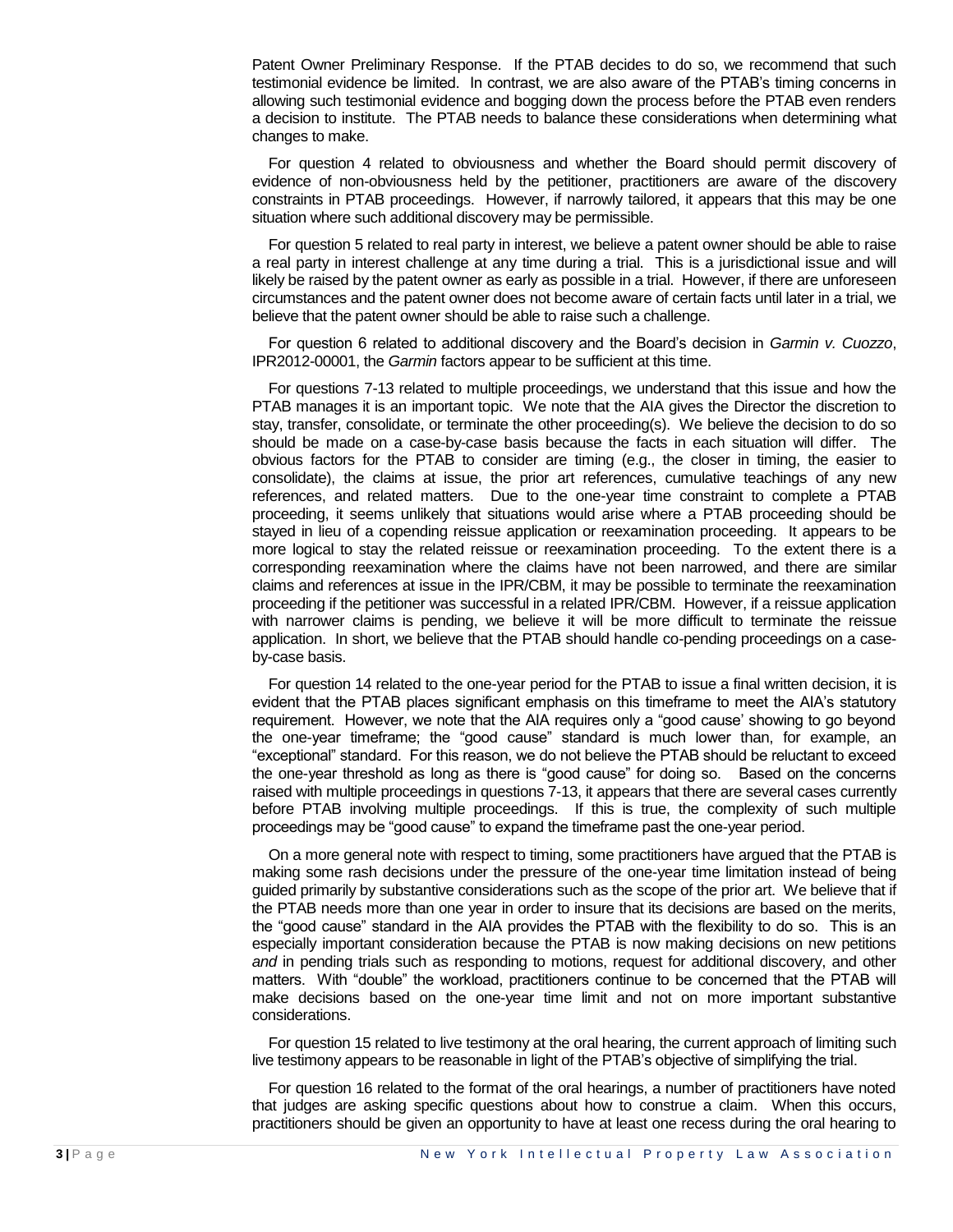Patent Owner Preliminary Response. If the PTAB decides to do so, we recommend that such testimonial evidence be limited. In contrast, we are also aware of the PTAB's timing concerns in allowing such testimonial evidence and bogging down the process before the PTAB even renders a decision to institute. The PTAB needs to balance these considerations when determining what changes to make.

For question 4 related to obviousness and whether the Board should permit discovery of evidence of non-obviousness held by the petitioner, practitioners are aware of the discovery constraints in PTAB proceedings. However, if narrowly tailored, it appears that this may be one situation where such additional discovery may be permissible.

For question 5 related to real party in interest, we believe a patent owner should be able to raise a real party in interest challenge at any time during a trial. This is a jurisdictional issue and will likely be raised by the patent owner as early as possible in a trial. However, if there are unforeseen circumstances and the patent owner does not become aware of certain facts until later in a trial, we believe that the patent owner should be able to raise such a challenge.

For question 6 related to additional discovery and the Board's decision in *Garmin v. Cuozzo*, IPR2012-00001, the *Garmin* factors appear to be sufficient at this time.

For questions 7-13 related to multiple proceedings, we understand that this issue and how the PTAB manages it is an important topic. We note that the AIA gives the Director the discretion to stay, transfer, consolidate, or terminate the other proceeding(s). We believe the decision to do so should be made on a case-by-case basis because the facts in each situation will differ. The obvious factors for the PTAB to consider are timing (e.g., the closer in timing, the easier to consolidate), the claims at issue, the prior art references, cumulative teachings of any new references, and related matters. Due to the one-year time constraint to complete a PTAB proceeding, it seems unlikely that situations would arise where a PTAB proceeding should be stayed in lieu of a copending reissue application or reexamination proceeding. It appears to be more logical to stay the related reissue or reexamination proceeding. To the extent there is a corresponding reexamination where the claims have not been narrowed, and there are similar claims and references at issue in the IPR/CBM, it may be possible to terminate the reexamination proceeding if the petitioner was successful in a related IPR/CBM. However, if a reissue application with narrower claims is pending, we believe it will be more difficult to terminate the reissue application. In short, we believe that the PTAB should handle co-pending proceedings on a case-by-case basis.

For question 14 related to the one-year period for the PTAB to issue a final written decision, it is evident that the PTAB places significant emphasis on this timeframe to meet the AIA's statutory requirement. However, we note that the AIA requires only a "good cause' showing to go beyond the one-year timeframe; the "good cause" standard is much lower than, for example, an "exceptional" standard. For this reason, we do not believe the PTAB should be reluctant to exceed the one-year threshold as long as there is "good cause" for doing so. Based on the concerns raised with multiple proceedings in questions 7-13, it appears that there are several cases currently before PTAB involving multiple proceedings. If this is true, the complexity of such multiple proceedings may be "good cause" to expand the timeframe past the one-year period.

On a more general note with respect to timing, some practitioners have argued that the PTAB is making some rash decisions under the pressure of the one-year time limitation instead of being guided primarily by substantive considerations such as the scope of the prior art. We believe that if the PTAB needs more than one year in order to insure that its decisions are based on the merits, the "good cause" standard in the AIA provides the PTAB with the flexibility to do so. This is an especially important consideration because the PTAB is now making decisions on new petitions *and* in pending trials such as responding to motions, request for additional discovery, and other matters. With "double" the workload, practitioners continue to be concerned that the PTAB will make decisions based on the one-year time limit and not on more important substantive considerations.

For question 15 related to live testimony at the oral hearing, the current approach of limiting such live testimony appears to be reasonable in light of the PTAB's objective of simplifying the trial.

For question 16 related to the format of the oral hearings, a number of practitioners have noted that judges are asking specific questions about how to construe a claim. When this occurs, practitioners should be given an opportunity to have at least one recess during the oral hearing to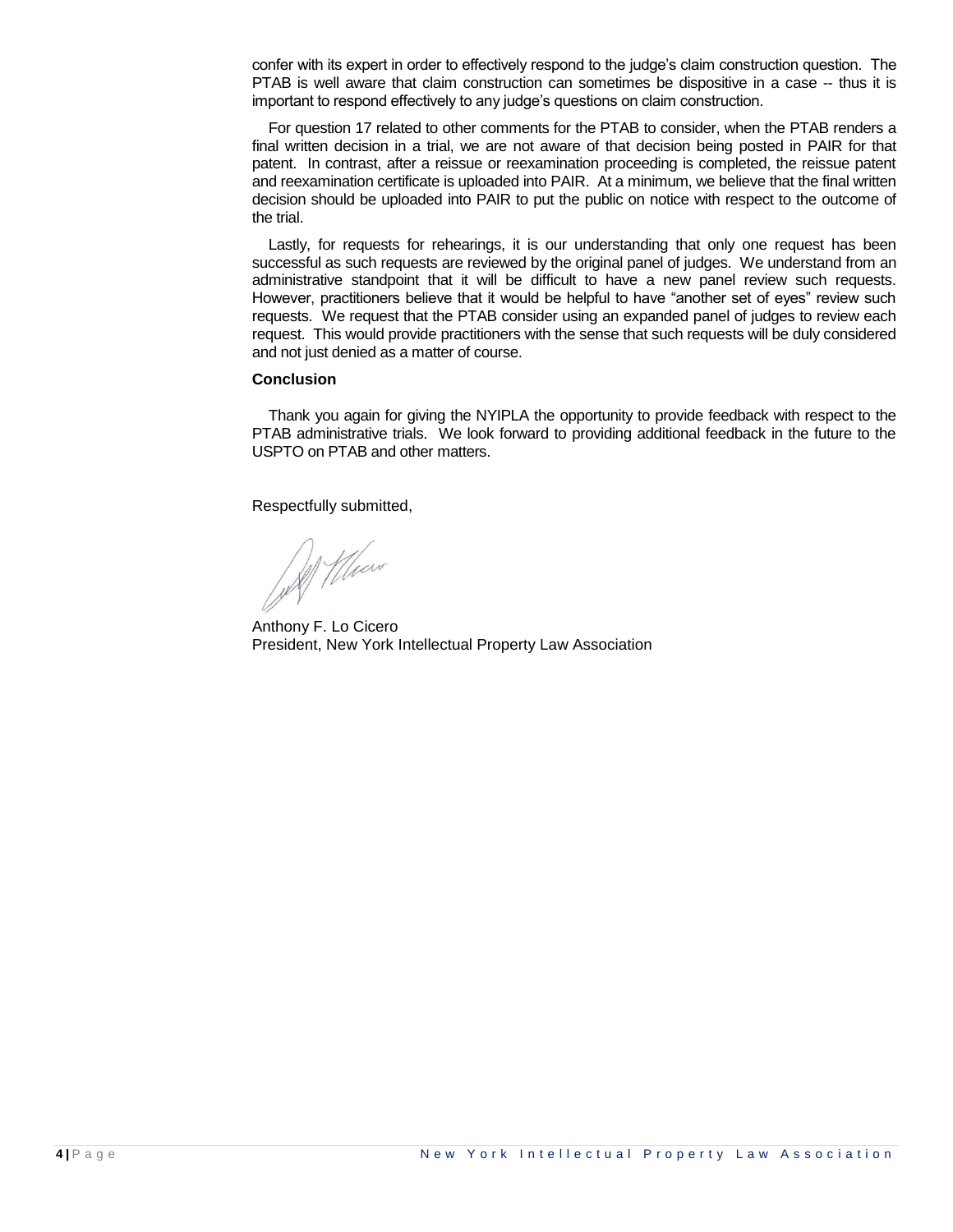confer with its expert in order to effectively respond to the judge's claim construction question. The PTAB is well aware that claim construction can sometimes be dispositive in a case -- thus it is important to respond effectively to any judge's questions on claim construction.

For question 17 related to other comments for the PTAB to consider, when the PTAB renders a final written decision in a trial, we are not aware of that decision being posted in PAIR for that patent. In contrast, after a reissue or reexamination proceeding is completed, the reissue patent and reexamination certificate is uploaded into PAIR. At a minimum, we believe that the final written decision should be uploaded into PAIR to put the public on notice with respect to the outcome of the trial.

Lastly, for requests for rehearings, it is our understanding that only one request has been successful as such requests are reviewed by the original panel of judges. We understand from an administrative standpoint that it will be difficult to have a new panel review such requests. However, practitioners believe that it would be helpful to have "another set of eyes" review such requests. We request that the PTAB consider using an expanded panel of judges to review each request. This would provide practitioners with the sense that such requests will be duly considered and not just denied as a matter of course.

**Conclusion**

Thank you again for giving the NYIPLA the opportunity to provide feedback with respect to the PTAB administrative trials. We look forward to providing additional feedback in the future to the USPTO on PTAB and other matters.

Respectfully submitted,

Anthony F. Lo Cicero
President, New York Intellectual Property Law Association